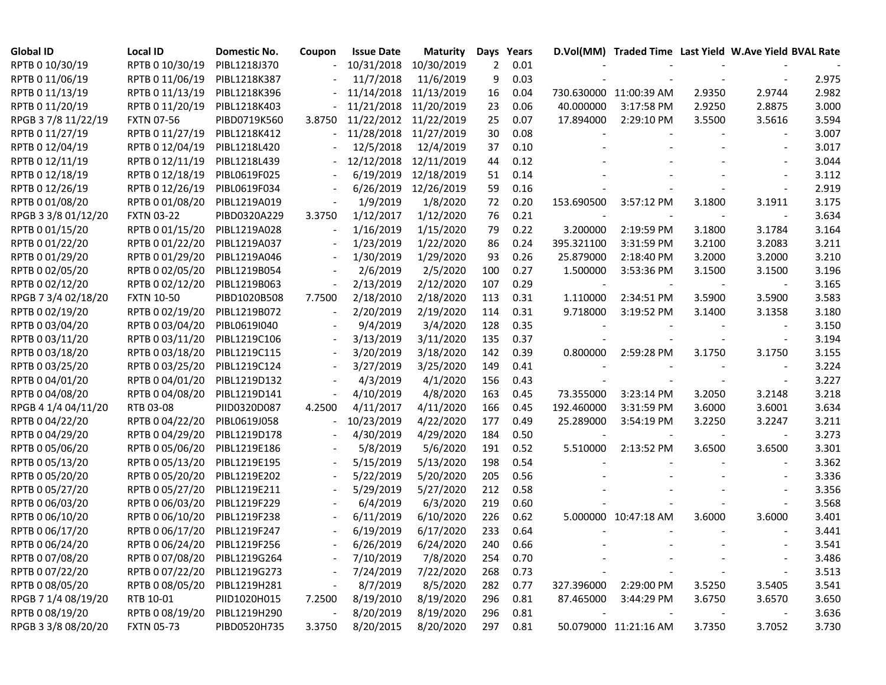| Global ID | Local ID | Domestic No. | Coupon | Issue Date | Maturity | Days | Years | D.Vol(MM) | Traded Time | Last Yield | W.Ave Yield | BVAL Rate |
|---|---|---|---|---|---|---|---|---|---|---|---|---|
| RPTB 0 10/30/19 | RPTB 0 10/30/19 | PIBL1218J370 | - | 10/31/2018 | 10/30/2019 | 2 | 0.01 | - | - | - | - | - |
| RPTB 0 11/06/19 | RPTB 0 11/06/19 | PIBL1218K387 | - | 11/7/2018 | 11/6/2019 | 9 | 0.03 | - | - | - | - | 2.975 |
| RPTB 0 11/13/19 | RPTB 0 11/13/19 | PIBL1218K396 | - | 11/14/2018 | 11/13/2019 | 16 | 0.04 | 730.630000 | 11:00:39 AM | 2.9350 | 2.9744 | 2.982 |
| RPTB 0 11/20/19 | RPTB 0 11/20/19 | PIBL1218K403 | - | 11/21/2018 | 11/20/2019 | 23 | 0.06 | 40.000000 | 3:17:58 PM | 2.9250 | 2.8875 | 3.000 |
| RPGB 3 7/8 11/22/19 | FXTN 07-56 | PIBD0719K560 | 3.8750 | 11/22/2012 | 11/22/2019 | 25 | 0.07 | 17.894000 | 2:29:10 PM | 3.5500 | 3.5616 | 3.594 |
| RPTB 0 11/27/19 | RPTB 0 11/27/19 | PIBL1218K412 | - | 11/28/2018 | 11/27/2019 | 30 | 0.08 | - | - | - | - | 3.007 |
| RPTB 0 12/04/19 | RPTB 0 12/04/19 | PIBL1218L420 | - | 12/5/2018 | 12/4/2019 | 37 | 0.10 | - | - | - | - | 3.017 |
| RPTB 0 12/11/19 | RPTB 0 12/11/19 | PIBL1218L439 | - | 12/12/2018 | 12/11/2019 | 44 | 0.12 | - | - | - | - | 3.044 |
| RPTB 0 12/18/19 | RPTB 0 12/18/19 | PIBL0619F025 | - | 6/19/2019 | 12/18/2019 | 51 | 0.14 | - | - | - | - | 3.112 |
| RPTB 0 12/26/19 | RPTB 0 12/26/19 | PIBL0619F034 | - | 6/26/2019 | 12/26/2019 | 59 | 0.16 | - | - | - | - | 2.919 |
| RPTB 0 01/08/20 | RPTB 0 01/08/20 | PIBL1219A019 | - | 1/9/2019 | 1/8/2020 | 72 | 0.20 | 153.690500 | 3:57:12 PM | 3.1800 | 3.1911 | 3.175 |
| RPGB 3 3/8 01/12/20 | FXTN 03-22 | PIBD0320A229 | 3.3750 | 1/12/2017 | 1/12/2020 | 76 | 0.21 | - | - | - | - | 3.634 |
| RPTB 0 01/15/20 | RPTB 0 01/15/20 | PIBL1219A028 | - | 1/16/2019 | 1/15/2020 | 79 | 0.22 | 3.200000 | 2:19:59 PM | 3.1800 | 3.1784 | 3.164 |
| RPTB 0 01/22/20 | RPTB 0 01/22/20 | PIBL1219A037 | - | 1/23/2019 | 1/22/2020 | 86 | 0.24 | 395.321100 | 3:31:59 PM | 3.2100 | 3.2083 | 3.211 |
| RPTB 0 01/29/20 | RPTB 0 01/29/20 | PIBL1219A046 | - | 1/30/2019 | 1/29/2020 | 93 | 0.26 | 25.879000 | 2:18:40 PM | 3.2000 | 3.2000 | 3.210 |
| RPTB 0 02/05/20 | RPTB 0 02/05/20 | PIBL1219B054 | - | 2/6/2019 | 2/5/2020 | 100 | 0.27 | 1.500000 | 3:53:36 PM | 3.1500 | 3.1500 | 3.196 |
| RPTB 0 02/12/20 | RPTB 0 02/12/20 | PIBL1219B063 | - | 2/13/2019 | 2/12/2020 | 107 | 0.29 | - | - | - | - | 3.165 |
| RPGB 7 3/4 02/18/20 | FXTN 10-50 | PIBD1020B508 | 7.7500 | 2/18/2010 | 2/18/2020 | 113 | 0.31 | 1.110000 | 2:34:51 PM | 3.5900 | 3.5900 | 3.583 |
| RPTB 0 02/19/20 | RPTB 0 02/19/20 | PIBL1219B072 | - | 2/20/2019 | 2/19/2020 | 114 | 0.31 | 9.718000 | 3:19:52 PM | 3.1400 | 3.1358 | 3.180 |
| RPTB 0 03/04/20 | RPTB 0 03/04/20 | PIBL0619I040 | - | 9/4/2019 | 3/4/2020 | 128 | 0.35 | - | - | - | - | 3.150 |
| RPTB 0 03/11/20 | RPTB 0 03/11/20 | PIBL1219C106 | - | 3/13/2019 | 3/11/2020 | 135 | 0.37 | - | - | - | - | 3.194 |
| RPTB 0 03/18/20 | RPTB 0 03/18/20 | PIBL1219C115 | - | 3/20/2019 | 3/18/2020 | 142 | 0.39 | 0.800000 | 2:59:28 PM | 3.1750 | 3.1750 | 3.155 |
| RPTB 0 03/25/20 | RPTB 0 03/25/20 | PIBL1219C124 | - | 3/27/2019 | 3/25/2020 | 149 | 0.41 | - | - | - | - | 3.224 |
| RPTB 0 04/01/20 | RPTB 0 04/01/20 | PIBL1219D132 | - | 4/3/2019 | 4/1/2020 | 156 | 0.43 | - | - | - | - | 3.227 |
| RPTB 0 04/08/20 | RPTB 0 04/08/20 | PIBL1219D141 | - | 4/10/2019 | 4/8/2020 | 163 | 0.45 | 73.355000 | 3:23:14 PM | 3.2050 | 3.2148 | 3.218 |
| RPGB 4 1/4 04/11/20 | RTB 03-08 | PIID0320D087 | 4.2500 | 4/11/2017 | 4/11/2020 | 166 | 0.45 | 192.460000 | 3:31:59 PM | 3.6000 | 3.6001 | 3.634 |
| RPTB 0 04/22/20 | RPTB 0 04/22/20 | PIBL0619J058 | - | 10/23/2019 | 4/22/2020 | 177 | 0.49 | 25.289000 | 3:54:19 PM | 3.2250 | 3.2247 | 3.211 |
| RPTB 0 04/29/20 | RPTB 0 04/29/20 | PIBL1219D178 | - | 4/30/2019 | 4/29/2020 | 184 | 0.50 | - | - | - | - | 3.273 |
| RPTB 0 05/06/20 | RPTB 0 05/06/20 | PIBL1219E186 | - | 5/8/2019 | 5/6/2020 | 191 | 0.52 | 5.510000 | 2:13:52 PM | 3.6500 | 3.6500 | 3.301 |
| RPTB 0 05/13/20 | RPTB 0 05/13/20 | PIBL1219E195 | - | 5/15/2019 | 5/13/2020 | 198 | 0.54 | - | - | - | - | 3.362 |
| RPTB 0 05/20/20 | RPTB 0 05/20/20 | PIBL1219E202 | - | 5/22/2019 | 5/20/2020 | 205 | 0.56 | - | - | - | - | 3.336 |
| RPTB 0 05/27/20 | RPTB 0 05/27/20 | PIBL1219E211 | - | 5/29/2019 | 5/27/2020 | 212 | 0.58 | - | - | - | - | 3.356 |
| RPTB 0 06/03/20 | RPTB 0 06/03/20 | PIBL1219F229 | - | 6/4/2019 | 6/3/2020 | 219 | 0.60 | - | - | - | - | 3.568 |
| RPTB 0 06/10/20 | RPTB 0 06/10/20 | PIBL1219F238 | - | 6/11/2019 | 6/10/2020 | 226 | 0.62 | 5.000000 | 10:47:18 AM | 3.6000 | 3.6000 | 3.401 |
| RPTB 0 06/17/20 | RPTB 0 06/17/20 | PIBL1219F247 | - | 6/19/2019 | 6/17/2020 | 233 | 0.64 | - | - | - | - | 3.441 |
| RPTB 0 06/24/20 | RPTB 0 06/24/20 | PIBL1219F256 | - | 6/26/2019 | 6/24/2020 | 240 | 0.66 | - | - | - | - | 3.541 |
| RPTB 0 07/08/20 | RPTB 0 07/08/20 | PIBL1219G264 | - | 7/10/2019 | 7/8/2020 | 254 | 0.70 | - | - | - | - | 3.486 |
| RPTB 0 07/22/20 | RPTB 0 07/22/20 | PIBL1219G273 | - | 7/24/2019 | 7/22/2020 | 268 | 0.73 | - | - | - | - | 3.513 |
| RPTB 0 08/05/20 | RPTB 0 08/05/20 | PIBL1219H281 | - | 8/7/2019 | 8/5/2020 | 282 | 0.77 | 327.396000 | 2:29:00 PM | 3.5250 | 3.5405 | 3.541 |
| RPGB 7 1/4 08/19/20 | RTB 10-01 | PIID1020H015 | 7.2500 | 8/19/2010 | 8/19/2020 | 296 | 0.81 | 87.465000 | 3:44:29 PM | 3.6750 | 3.6570 | 3.650 |
| RPTB 0 08/19/20 | RPTB 0 08/19/20 | PIBL1219H290 | - | 8/20/2019 | 8/19/2020 | 296 | 0.81 | - | - | - | - | 3.636 |
| RPGB 3 3/8 08/20/20 | FXTN 05-73 | PIBD0520H735 | 3.3750 | 8/20/2015 | 8/20/2020 | 297 | 0.81 | 50.079000 | 11:21:16 AM | 3.7350 | 3.7052 | 3.730 |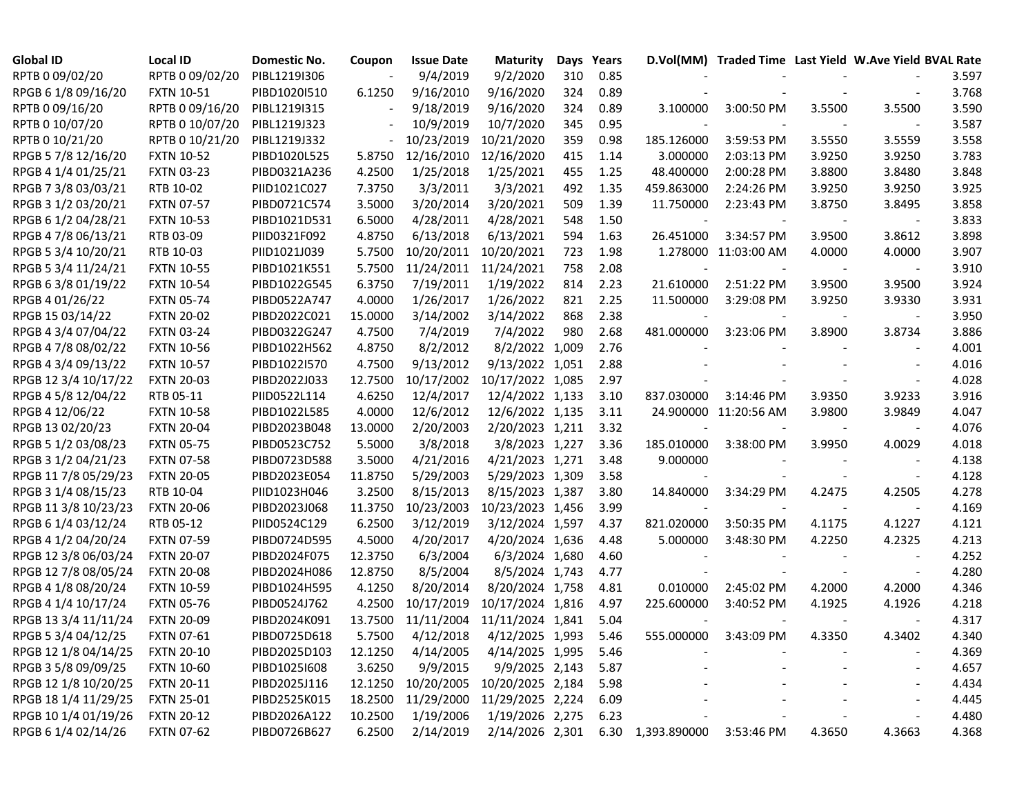| Global ID | Local ID | Domestic No. | Coupon | Issue Date | Maturity | Days | Years | D.Vol(MM) | Traded Time | Last Yield | W.Ave Yield | BVAL Rate |
|---|---|---|---|---|---|---|---|---|---|---|---|---|
| RPTB 0 09/02/20 | RPTB 0 09/02/20 | PIBL1219I306 | - | 9/4/2019 | 9/2/2020 | 310 | 0.85 | - | - | - | - | 3.597 |
| RPGB 6 1/8 09/16/20 | FXTN 10-51 | PIBD1020I510 | 6.1250 | 9/16/2010 | 9/16/2020 | 324 | 0.89 | - | - | - | - | 3.768 |
| RPTB 0 09/16/20 | RPTB 0 09/16/20 | PIBL1219I315 | - | 9/18/2019 | 9/16/2020 | 324 | 0.89 | 3.100000 | 3:00:50 PM | 3.5500 | 3.5500 | 3.590 |
| RPTB 0 10/07/20 | RPTB 0 10/07/20 | PIBL1219J323 | - | 10/9/2019 | 10/7/2020 | 345 | 0.95 | - | - | - | - | 3.587 |
| RPTB 0 10/21/20 | RPTB 0 10/21/20 | PIBL1219J332 | - | 10/23/2019 | 10/21/2020 | 359 | 0.98 | 185.126000 | 3:59:53 PM | 3.5550 | 3.5559 | 3.558 |
| RPGB 5 7/8 12/16/20 | FXTN 10-52 | PIBD1020L525 | 5.8750 | 12/16/2010 | 12/16/2020 | 415 | 1.14 | 3.000000 | 2:03:13 PM | 3.9250 | 3.9250 | 3.783 |
| RPGB 4 1/4 01/25/21 | FXTN 03-23 | PIBD0321A236 | 4.2500 | 1/25/2018 | 1/25/2021 | 455 | 1.25 | 48.400000 | 2:00:28 PM | 3.8800 | 3.8480 | 3.848 |
| RPGB 7 3/8 03/03/21 | RTB 10-02 | PIID1021C027 | 7.3750 | 3/3/2011 | 3/3/2021 | 492 | 1.35 | 459.863000 | 2:24:26 PM | 3.9250 | 3.9250 | 3.925 |
| RPGB 3 1/2 03/20/21 | FXTN 07-57 | PIBD0721C574 | 3.5000 | 3/20/2014 | 3/20/2021 | 509 | 1.39 | 11.750000 | 2:23:43 PM | 3.8750 | 3.8495 | 3.858 |
| RPGB 6 1/2 04/28/21 | FXTN 10-53 | PIBD1021D531 | 6.5000 | 4/28/2011 | 4/28/2021 | 548 | 1.50 | - | - | - | - | 3.833 |
| RPGB 4 7/8 06/13/21 | RTB 03-09 | PIID0321F092 | 4.8750 | 6/13/2018 | 6/13/2021 | 594 | 1.63 | 26.451000 | 3:34:57 PM | 3.9500 | 3.8612 | 3.898 |
| RPGB 5 3/4 10/20/21 | RTB 10-03 | PIID1021J039 | 5.7500 | 10/20/2011 | 10/20/2021 | 723 | 1.98 | 1.278000 | 11:03:00 AM | 4.0000 | 4.0000 | 3.907 |
| RPGB 5 3/4 11/24/21 | FXTN 10-55 | PIBD1021K551 | 5.7500 | 11/24/2011 | 11/24/2021 | 758 | 2.08 | - | - | - | - | 3.910 |
| RPGB 6 3/8 01/19/22 | FXTN 10-54 | PIBD1022G545 | 6.3750 | 7/19/2011 | 1/19/2022 | 814 | 2.23 | 21.610000 | 2:51:22 PM | 3.9500 | 3.9500 | 3.924 |
| RPGB 4 01/26/22 | FXTN 05-74 | PIBD0522A747 | 4.0000 | 1/26/2017 | 1/26/2022 | 821 | 2.25 | 11.500000 | 3:29:08 PM | 3.9250 | 3.9330 | 3.931 |
| RPGB 15 03/14/22 | FXTN 20-02 | PIBD2022C021 | 15.0000 | 3/14/2002 | 3/14/2022 | 868 | 2.38 | - | - | - | - | 3.950 |
| RPGB 4 3/4 07/04/22 | FXTN 03-24 | PIBD0322G247 | 4.7500 | 7/4/2019 | 7/4/2022 | 980 | 2.68 | 481.000000 | 3:23:06 PM | 3.8900 | 3.8734 | 3.886 |
| RPGB 4 7/8 08/02/22 | FXTN 10-56 | PIBD1022H562 | 4.8750 | 8/2/2012 | 8/2/2022 | 1,009 | 2.76 | - | - | - | - | 4.001 |
| RPGB 4 3/4 09/13/22 | FXTN 10-57 | PIBD1022I570 | 4.7500 | 9/13/2012 | 9/13/2022 | 1,051 | 2.88 | - | - | - | - | 4.016 |
| RPGB 12 3/4 10/17/22 | FXTN 20-03 | PIBD2022J033 | 12.7500 | 10/17/2002 | 10/17/2022 | 1,085 | 2.97 | - | - | - | - | 4.028 |
| RPGB 4 5/8 12/04/22 | RTB 05-11 | PIID0522L114 | 4.6250 | 12/4/2017 | 12/4/2022 | 1,133 | 3.10 | 837.030000 | 3:14:46 PM | 3.9350 | 3.9233 | 3.916 |
| RPGB 4 12/06/22 | FXTN 10-58 | PIBD1022L585 | 4.0000 | 12/6/2012 | 12/6/2022 | 1,135 | 3.11 | 24.900000 | 11:20:56 AM | 3.9800 | 3.9849 | 4.047 |
| RPGB 13 02/20/23 | FXTN 20-04 | PIBD2023B048 | 13.0000 | 2/20/2003 | 2/20/2023 | 1,211 | 3.32 | - | - | - | - | 4.076 |
| RPGB 5 1/2 03/08/23 | FXTN 05-75 | PIBD0523C752 | 5.5000 | 3/8/2018 | 3/8/2023 | 1,227 | 3.36 | 185.010000 | 3:38:00 PM | 3.9950 | 4.0029 | 4.018 |
| RPGB 3 1/2 04/21/23 | FXTN 07-58 | PIBD0723D588 | 3.5000 | 4/21/2016 | 4/21/2023 | 1,271 | 3.48 | 9.000000 | - | - | - | 4.138 |
| RPGB 11 7/8 05/29/23 | FXTN 20-05 | PIBD2023E054 | 11.8750 | 5/29/2003 | 5/29/2023 | 1,309 | 3.58 | - | - | - | - | 4.128 |
| RPGB 3 1/4 08/15/23 | RTB 10-04 | PIID1023H046 | 3.2500 | 8/15/2013 | 8/15/2023 | 1,387 | 3.80 | 14.840000 | 3:34:29 PM | 4.2475 | 4.2505 | 4.278 |
| RPGB 11 3/8 10/23/23 | FXTN 20-06 | PIBD2023J068 | 11.3750 | 10/23/2003 | 10/23/2023 | 1,456 | 3.99 | - | - | - | - | 4.169 |
| RPGB 6 1/4 03/12/24 | RTB 05-12 | PIID0524C129 | 6.2500 | 3/12/2019 | 3/12/2024 | 1,597 | 4.37 | 821.020000 | 3:50:35 PM | 4.1175 | 4.1227 | 4.121 |
| RPGB 4 1/2 04/20/24 | FXTN 07-59 | PIBD0724D595 | 4.5000 | 4/20/2017 | 4/20/2024 | 1,636 | 4.48 | 5.000000 | 3:48:30 PM | 4.2250 | 4.2325 | 4.213 |
| RPGB 12 3/8 06/03/24 | FXTN 20-07 | PIBD2024F075 | 12.3750 | 6/3/2004 | 6/3/2024 | 1,680 | 4.60 | - | - | - | - | 4.252 |
| RPGB 12 7/8 08/05/24 | FXTN 20-08 | PIBD2024H086 | 12.8750 | 8/5/2004 | 8/5/2024 | 1,743 | 4.77 | - | - | - | - | 4.280 |
| RPGB 4 1/8 08/20/24 | FXTN 10-59 | PIBD1024H595 | 4.1250 | 8/20/2014 | 8/20/2024 | 1,758 | 4.81 | 0.010000 | 2:45:02 PM | 4.2000 | 4.2000 | 4.346 |
| RPGB 4 1/4 10/17/24 | FXTN 05-76 | PIBD0524J762 | 4.2500 | 10/17/2019 | 10/17/2024 | 1,816 | 4.97 | 225.600000 | 3:40:52 PM | 4.1925 | 4.1926 | 4.218 |
| RPGB 13 3/4 11/11/24 | FXTN 20-09 | PIBD2024K091 | 13.7500 | 11/11/2004 | 11/11/2024 | 1,841 | 5.04 | - | - | - | - | 4.317 |
| RPGB 5 3/4 04/12/25 | FXTN 07-61 | PIBD0725D618 | 5.7500 | 4/12/2018 | 4/12/2025 | 1,993 | 5.46 | 555.000000 | 3:43:09 PM | 4.3350 | 4.3402 | 4.340 |
| RPGB 12 1/8 04/14/25 | FXTN 20-10 | PIBD2025D103 | 12.1250 | 4/14/2005 | 4/14/2025 | 1,995 | 5.46 | - | - | - | - | 4.369 |
| RPGB 3 5/8 09/09/25 | FXTN 10-60 | PIBD1025I608 | 3.6250 | 9/9/2015 | 9/9/2025 | 2,143 | 5.87 | - | - | - | - | 4.657 |
| RPGB 12 1/8 10/20/25 | FXTN 20-11 | PIBD2025J116 | 12.1250 | 10/20/2005 | 10/20/2025 | 2,184 | 5.98 | - | - | - | - | 4.434 |
| RPGB 18 1/4 11/29/25 | FXTN 25-01 | PIBD2525K015 | 18.2500 | 11/29/2000 | 11/29/2025 | 2,224 | 6.09 | - | - | - | - | 4.445 |
| RPGB 10 1/4 01/19/26 | FXTN 20-12 | PIBD2026A122 | 10.2500 | 1/19/2006 | 1/19/2026 | 2,275 | 6.23 | - | - | - | - | 4.480 |
| RPGB 6 1/4 02/14/26 | FXTN 07-62 | PIBD0726B627 | 6.2500 | 2/14/2019 | 2/14/2026 | 2,301 | 6.30 | 1,393.890000 | 3:53:46 PM | 4.3650 | 4.3663 | 4.368 |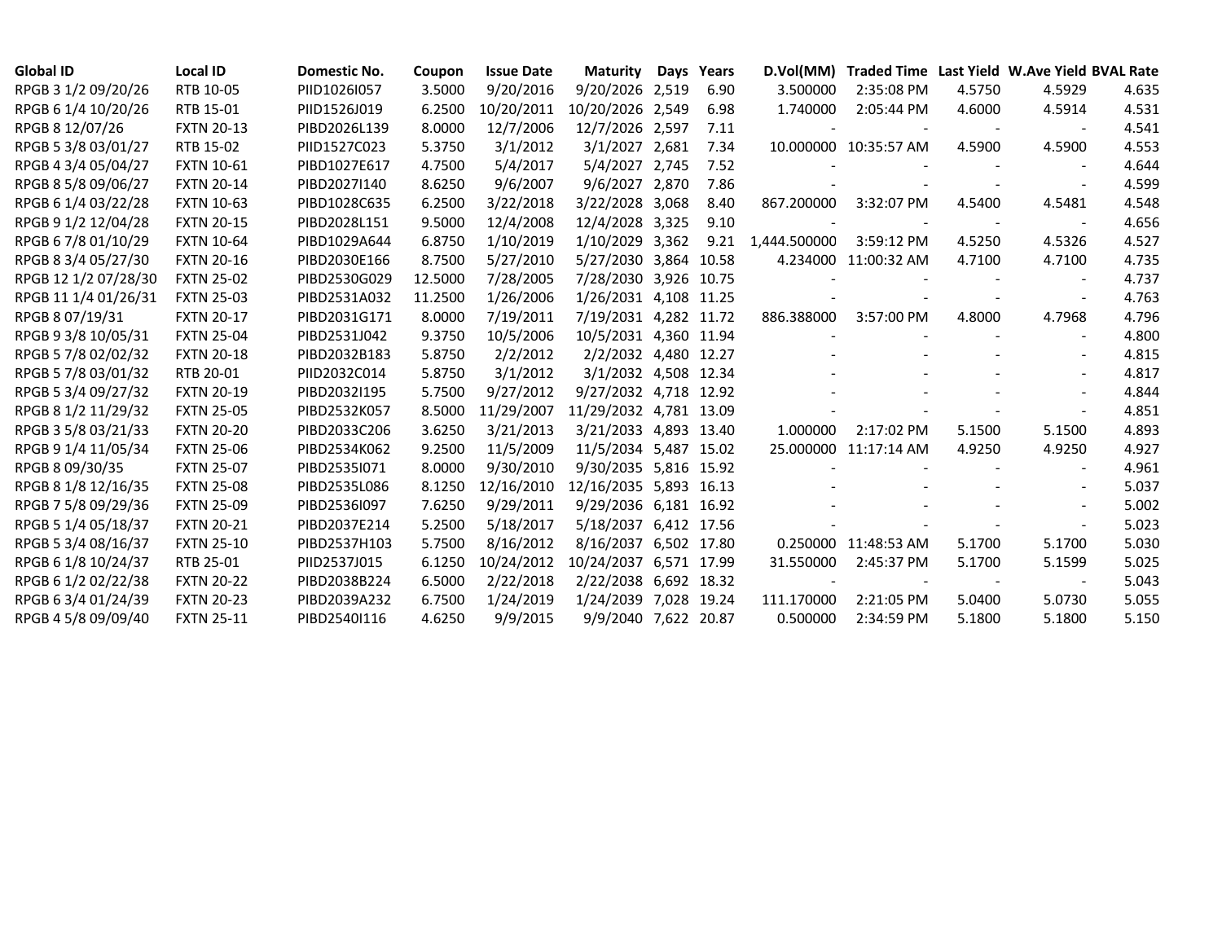| Global ID | Local ID | Domestic No. | Coupon | Issue Date | Maturity | Days | Years | D.Vol(MM) | Traded Time | Last Yield | W.Ave Yield | BVAL Rate |
|---|---|---|---|---|---|---|---|---|---|---|---|---|
| RPGB 3 1/2 09/20/26 | RTB 10-05 | PIID1026I057 | 3.5000 | 9/20/2016 | 9/20/2026 | 2,519 | 6.90 | 3.500000 | 2:35:08 PM | 4.5750 | 4.5929 | 4.635 |
| RPGB 6 1/4 10/20/26 | RTB 15-01 | PIID1526J019 | 6.2500 | 10/20/2011 | 10/20/2026 | 2,549 | 6.98 | 1.740000 | 2:05:44 PM | 4.6000 | 4.5914 | 4.531 |
| RPGB 8 12/07/26 | FXTN 20-13 | PIBD2026L139 | 8.0000 | 12/7/2006 | 12/7/2026 | 2,597 | 7.11 | - | - | - | - | 4.541 |
| RPGB 5 3/8 03/01/27 | RTB 15-02 | PIID1527C023 | 5.3750 | 3/1/2012 | 3/1/2027 | 2,681 | 7.34 | 10.000000 | 10:35:57 AM | 4.5900 | 4.5900 | 4.553 |
| RPGB 4 3/4 05/04/27 | FXTN 10-61 | PIBD1027E617 | 4.7500 | 5/4/2017 | 5/4/2027 | 2,745 | 7.52 | - | - | - | - | 4.644 |
| RPGB 8 5/8 09/06/27 | FXTN 20-14 | PIBD2027I140 | 8.6250 | 9/6/2007 | 9/6/2027 | 2,870 | 7.86 | - | - | - | - | 4.599 |
| RPGB 6 1/4 03/22/28 | FXTN 10-63 | PIBD1028C635 | 6.2500 | 3/22/2018 | 3/22/2028 | 3,068 | 8.40 | 867.200000 | 3:32:07 PM | 4.5400 | 4.5481 | 4.548 |
| RPGB 9 1/2 12/04/28 | FXTN 20-15 | PIBD2028L151 | 9.5000 | 12/4/2008 | 12/4/2028 | 3,325 | 9.10 | - | - | - | - | 4.656 |
| RPGB 6 7/8 01/10/29 | FXTN 10-64 | PIBD1029A644 | 6.8750 | 1/10/2019 | 1/10/2029 | 3,362 | 9.21 | 1,444.500000 | 3:59:12 PM | 4.5250 | 4.5326 | 4.527 |
| RPGB 8 3/4 05/27/30 | FXTN 20-16 | PIBD2030E166 | 8.7500 | 5/27/2010 | 5/27/2030 | 3,864 | 10.58 | 4.234000 | 11:00:32 AM | 4.7100 | 4.7100 | 4.735 |
| RPGB 12 1/2 07/28/30 | FXTN 25-02 | PIBD2530G029 | 12.5000 | 7/28/2005 | 7/28/2030 | 3,926 | 10.75 | - | - | - | - | 4.737 |
| RPGB 11 1/4 01/26/31 | FXTN 25-03 | PIBD2531A032 | 11.2500 | 1/26/2006 | 1/26/2031 | 4,108 | 11.25 | - | - | - | - | 4.763 |
| RPGB 8 07/19/31 | FXTN 20-17 | PIBD2031G171 | 8.0000 | 7/19/2011 | 7/19/2031 | 4,282 | 11.72 | 886.388000 | 3:57:00 PM | 4.8000 | 4.7968 | 4.796 |
| RPGB 9 3/8 10/05/31 | FXTN 25-04 | PIBD2531J042 | 9.3750 | 10/5/2006 | 10/5/2031 | 4,360 | 11.94 | - | - | - | - | 4.800 |
| RPGB 5 7/8 02/02/32 | FXTN 20-18 | PIBD2032B183 | 5.8750 | 2/2/2012 | 2/2/2032 | 4,480 | 12.27 | - | - | - | - | 4.815 |
| RPGB 5 7/8 03/01/32 | RTB 20-01 | PIID2032C014 | 5.8750 | 3/1/2012 | 3/1/2032 | 4,508 | 12.34 | - | - | - | - | 4.817 |
| RPGB 5 3/4 09/27/32 | FXTN 20-19 | PIBD2032I195 | 5.7500 | 9/27/2012 | 9/27/2032 | 4,718 | 12.92 | - | - | - | - | 4.844 |
| RPGB 8 1/2 11/29/32 | FXTN 25-05 | PIBD2532K057 | 8.5000 | 11/29/2007 | 11/29/2032 | 4,781 | 13.09 | - | - | - | - | 4.851 |
| RPGB 3 5/8 03/21/33 | FXTN 20-20 | PIBD2033C206 | 3.6250 | 3/21/2013 | 3/21/2033 | 4,893 | 13.40 | 1.000000 | 2:17:02 PM | 5.1500 | 5.1500 | 4.893 |
| RPGB 9 1/4 11/05/34 | FXTN 25-06 | PIBD2534K062 | 9.2500 | 11/5/2009 | 11/5/2034 | 5,487 | 15.02 | 25.000000 | 11:17:14 AM | 4.9250 | 4.9250 | 4.927 |
| RPGB 8 09/30/35 | FXTN 25-07 | PIBD2535I071 | 8.0000 | 9/30/2010 | 9/30/2035 | 5,816 | 15.92 | - | - | - | - | 4.961 |
| RPGB 8 1/8 12/16/35 | FXTN 25-08 | PIBD2535L086 | 8.1250 | 12/16/2010 | 12/16/2035 | 5,893 | 16.13 | - | - | - | - | 5.037 |
| RPGB 7 5/8 09/29/36 | FXTN 25-09 | PIBD2536I097 | 7.6250 | 9/29/2011 | 9/29/2036 | 6,181 | 16.92 | - | - | - | - | 5.002 |
| RPGB 5 1/4 05/18/37 | FXTN 20-21 | PIBD2037E214 | 5.2500 | 5/18/2017 | 5/18/2037 | 6,412 | 17.56 | - | - | - | - | 5.023 |
| RPGB 5 3/4 08/16/37 | FXTN 25-10 | PIBD2537H103 | 5.7500 | 8/16/2012 | 8/16/2037 | 6,502 | 17.80 | 0.250000 | 11:48:53 AM | 5.1700 | 5.1700 | 5.030 |
| RPGB 6 1/8 10/24/37 | RTB 25-01 | PIID2537J015 | 6.1250 | 10/24/2012 | 10/24/2037 | 6,571 | 17.99 | 31.550000 | 2:45:37 PM | 5.1700 | 5.1599 | 5.025 |
| RPGB 6 1/2 02/22/38 | FXTN 20-22 | PIBD2038B224 | 6.5000 | 2/22/2018 | 2/22/2038 | 6,692 | 18.32 | - | - | - | - | 5.043 |
| RPGB 6 3/4 01/24/39 | FXTN 20-23 | PIBD2039A232 | 6.7500 | 1/24/2019 | 1/24/2039 | 7,028 | 19.24 | 111.170000 | 2:21:05 PM | 5.0400 | 5.0730 | 5.055 |
| RPGB 4 5/8 09/09/40 | FXTN 25-11 | PIBD2540I116 | 4.6250 | 9/9/2015 | 9/9/2040 | 7,622 | 20.87 | 0.500000 | 2:34:59 PM | 5.1800 | 5.1800 | 5.150 |